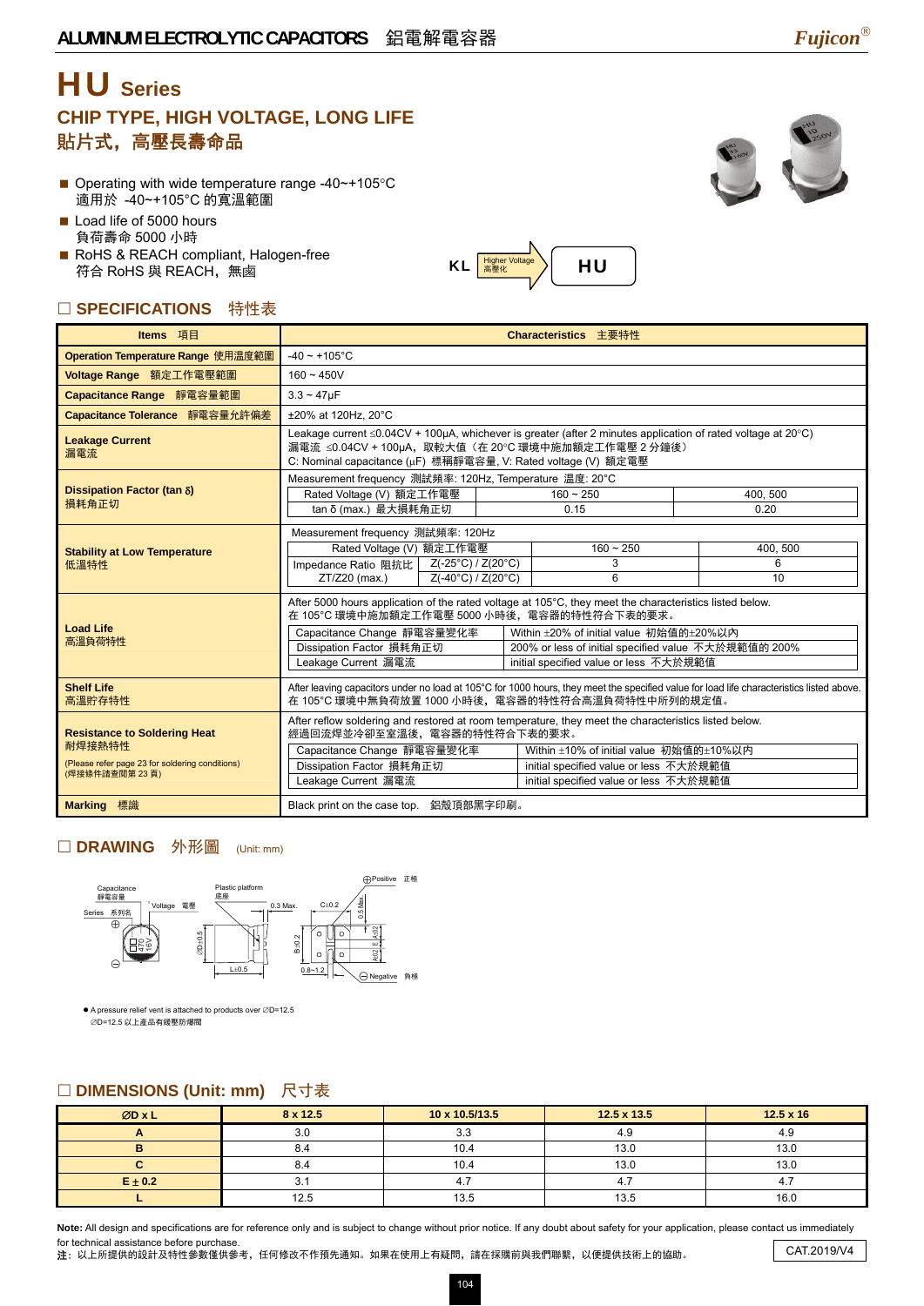# HU Series

## CHIP TYPE, HIGH VOLTAGE, LONG LIFE
## 貼片式，高壓長壽命品

- Operating with wide temperature range -40~+105°C
  適用於 -40~+105°C 的寬温範圍
- Load life of 5000 hours
  負荷壽命 5000 小時
- RoHS & REACH compliant, Halogen-free
  符合 RoHS 與 REACH，無鹵

KL → Higher Voltage 高壓化 → HU

## □ SPECIFICATIONS 特性表

| Items 項目 | Characteristics 主要特性 |
|---|---|
| Operation Temperature Range 使用温度範圍 | -40 ~ +105°C |
| Voltage Range 額定工作電壓範圍 | 160 ~ 450V |
| Capacitance Range 靜電容量範圍 | 3.3 ~ 47μF |
| Capacitance Tolerance 靜電容量允許偏差 | ±20% at 120Hz, 20°C |
| Leakage Current 漏電流 | Leakage current ≤0.04CV + 100μA, whichever is greater (after 2 minutes application of rated voltage at 20°C)<br>漏電流 ≤0.04CV + 100μA，取較大值（在 20°C 環境中施加額定工作電壓 2 分鐘後）<br>C: Nominal capacitance (μF) 標稱靜電容量, V: Rated voltage (V) 額定電壓 |
| Dissipation Factor (tan δ) 損耗角正切 | Measurement frequency 測試頻率: 120Hz, Temperature 温度: 20°C<br>Rated Voltage (V) 額定工作電壓: 160 ~ 250 / 400, 500<br>tan δ (max.) 最大損耗角正切: 0.15 / 0.20 |
| Stability at Low Temperature 低温特性 | Measurement frequency 測試頻率: 120Hz<br>Rated Voltage (V) 額定工作電壓: 160 ~ 250 / 400, 500<br>Impedance Ratio 阻抗比 ZT/Z20 (max.) Z(-25°C) / Z(20°C): 3 / 6<br>Impedance Ratio 阻抗比 ZT/Z20 (max.) Z(-40°C) / Z(20°C): 6 / 10 |
| Load Life 高温負荷特性 | After 5000 hours application of the rated voltage at 105°C, they meet the characteristics listed below.<br>在 105°C 環境中施加額定工作電壓 5000 小時後，電容器的特性符合下表的要求。<br>Capacitance Change 靜電容量變化率: Within ±20% of initial value 初始值的±20%以內<br>Dissipation Factor 損耗角正切: 200% or less of initial specified value 不大於規範值的 200%<br>Leakage Current 漏電流: initial specified value or less 不大於規範值 |
| Shelf Life 高温貯存特性 | After leaving capacitors under no load at 105°C for 1000 hours, they meet the specified value for load life characteristics listed above.<br>在 105°C 環境中無負荷放置 1000 小時後，電容器的特性符合高温負荷特性中所列的規定值。 |
| Resistance to Soldering Heat 耐焊接熱特性<br>(Please refer page 23 for soldering conditions)<br>(焊接條件請查閱第 23 頁) | After reflow soldering and restored at room temperature, they meet the characteristics listed below.<br>經過回流焊並冷卻至室溫後，電容器的特性符合下表的要求。<br>Capacitance Change 靜電容量變化率: Within ±10% of initial value 初始值的±10%以內<br>Dissipation Factor 損耗角正切: initial specified value or less 不大於規範值<br>Leakage Current 漏電流: initial specified value or less 不大於規範值 |
| Marking 標識 | Black print on the case top. 鋁殼頂部黑字印刷。 |

## □ DRAWING 外形圖 (Unit: mm)

Capacitance 靜電容量; Voltage 電壓; Series 系列名; Plastic platform 底座; 0.3 Max.; ∅D±0.5; L±0.5; C±0.2; B±0.2; 0.8~1.2; 0.5 Max.; A±0.2; E; ⊕Positive 正極; ⊖Negative 負極

- A pressure relief vent is attached to products over ∅D=12.5
  ∅D=12.5 以上產品有緩壓防爆閥

## □ DIMENSIONS (Unit: mm) 尺寸表

| ∅D x L | 8 x 12.5 | 10 x 10.5/13.5 | 12.5 x 13.5 | 12.5 x 16 |
|---|---|---|---|---|
| A | 3.0 | 3.3 | 4.9 | 4.9 |
| B | 8.4 | 10.4 | 13.0 | 13.0 |
| C | 8.4 | 10.4 | 13.0 | 13.0 |
| E ± 0.2 | 3.1 | 4.7 | 4.7 | 4.7 |
| L | 12.5 | 13.5 | 13.5 | 16.0 |

**Note:** All design and specifications are for reference only and is subject to change without prior notice. If any doubt about safety for your application, please contact us immediately for technical assistance before purchase.
**注：** 以上所提供的設計及特性參數僅供參考，任何修改不作預先通知。如果在使用上有疑問，請在採購前與我們聯繫，以便提供技術上的協助。

CAT.2019/V4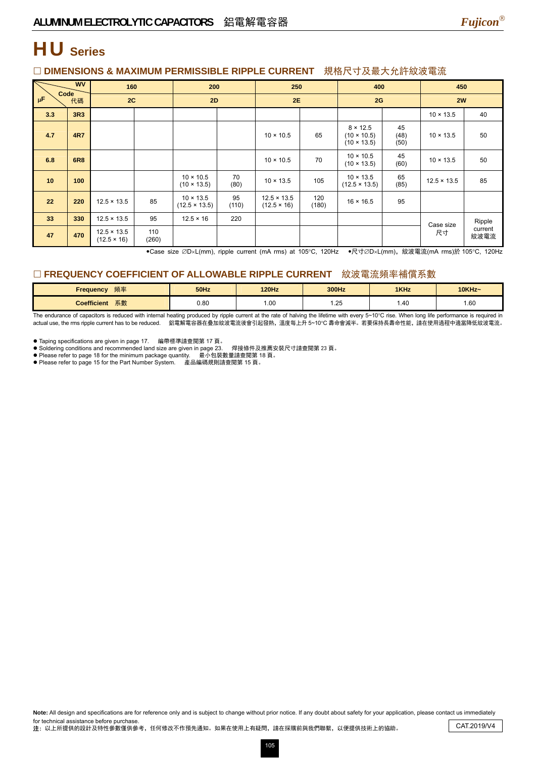# HU Series

## □ DIMENSIONS & MAXIMUM PERMISSIBLE RIPPLE CURRENT 規格尺寸及最大允許紋波電流

| μF | WV / Code 代碼 | 160 | | 200 | | 250 | | 400 | | 450 | |
|---|---|---|---|---|---|---|---|---|---|---|---|
| | | 2C | | 2D | | 2E | | 2G | | 2W | |
| 3.3 | 3R3 | | | | | | | | | 10 × 13.5 | 40 |
| 4.7 | 4R7 | | | | | 10 × 10.5 | 65 | 8 × 12.5 (10 × 10.5) (10 × 13.5) | 45 (48) (50) | 10 × 13.5 | 50 |
| 6.8 | 6R8 | | | | | 10 × 10.5 | 70 | 10 × 10.5 (10 × 13.5) | 45 (60) | 10 × 13.5 | 50 |
| 10 | 100 | | | 10 × 10.5 (10 × 13.5) | 70 (80) | 10 × 13.5 | 105 | 10 × 13.5 (12.5 × 13.5) | 65 (85) | 12.5 × 13.5 | 85 |
| 22 | 220 | 12.5 × 13.5 | 85 | 10 × 13.5 (12.5 × 13.5) | 95 (110) | 12.5 × 13.5 (12.5 × 16) | 120 (180) | 16 × 16.5 | 95 | | |
| 33 | 330 | 12.5 × 13.5 | 95 | 12.5 × 16 | 220 | | | | | Case size 尺寸 | Ripple current 紋波電流 |
| 47 | 470 | 12.5 × 13.5 (12.5 × 16) | 110 (260) | | | | | | | | |

●Case size ∅D×L(mm), ripple current (mA rms) at 105°C, 120Hz ●尺寸∅D×L(mm)，紋波電流(mA rms)於 105°C, 120Hz

## □ FREQUENCY COEFFICIENT OF ALLOWABLE RIPPLE CURRENT 紋波電流頻率補償系數

| Frequency 頻率 | 50Hz | 120Hz | 300Hz | 1KHz | 10KHz~ |
|---|---|---|---|---|---|
| Coefficient 系數 | 0.80 | 1.00 | 1.25 | 1.40 | 1.60 |

The endurance of capacitors is reduced with internal heating produced by ripple current at the rate of halving the lifetime with every 5~10°C rise. When long life performance is required in actual use, the rms ripple current has to be reduced. 鋁電解電容器在疊加紋波電流後會引起發熱，溫度每上升 5~10°C 壽命會減半。若要保持長壽命性能，請在使用過程中適當降低紋波電流。

- Taping specifications are given in page 17. 編帶標準請查閱第 17 頁。
- Soldering conditions and recommended land size are given in page 23. 焊接條件及推薦安裝尺寸請查閱第 23 頁。
- Please refer to page 18 for the minimum package quantity. 最小包裝數量請查閱第 18 頁。
- Please refer to page 15 for the Part Number System. 產品編碼規則請查閱第 15 頁。

**Note:** All design and specifications are for reference only and is subject to change without prior notice. If any doubt about safety for your application, please contact us immediately for technical assistance before purchase.
**注：**以上所提供的設計及特性參數僅供參考，任何修改不作預先通知。如果在使用上有疑問，請在採購前與我們聯繫，以便提供技術上的協助。

CAT.2019/V4